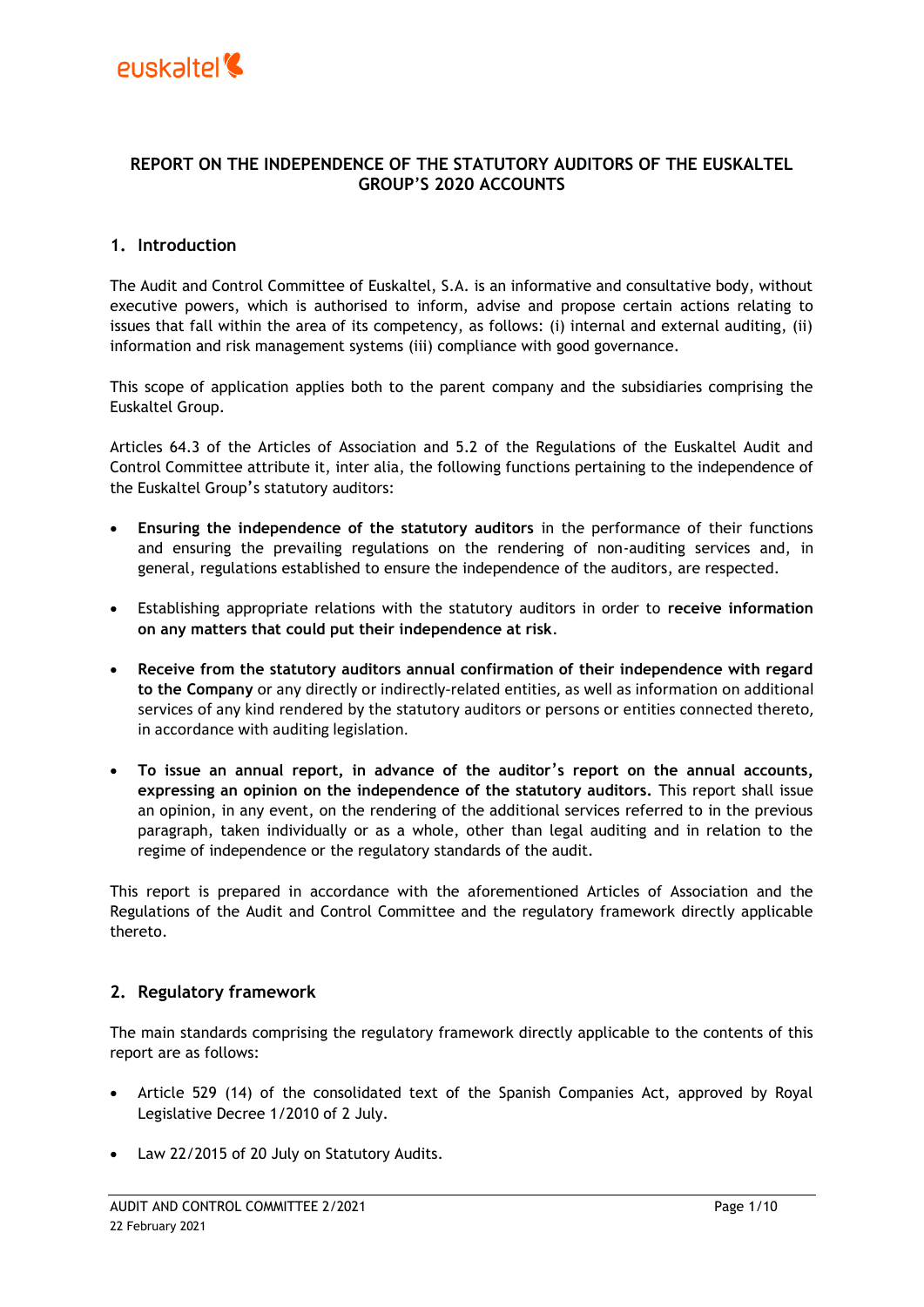# REPORT ON THE INDEPENDENCE OF THE STATUTORY AUDITORS OF THE EUSKALTEL GROUP'S 2020 ACCOUNTS

## 1. Introduction

The Audit and Control Committee of Euskaltel, S.A. is an informative and consultative body, without executive powers, which is authorised to inform, advise and propose certain actions relating to issues that fall within the area of its competency, as follows: (i) internal and external auditing, (ii) information and risk management systems (iii) compliance with good governance.

This scope of application applies both to the parent company and the subsidiaries comprising the Euskaltel Group.

Articles 64.3 of the Articles of Association and 5.2 of the Regulations of the Euskaltel Audit and Control Committee attribute it, inter alia, the following functions pertaining to the independence of the Euskaltel Group's statutory auditors:

- **Ensuring the independence of the statutory auditors** in the performance of their functions and ensuring the prevailing regulations on the rendering of non-auditing services and, in general, regulations established to ensure the independence of the auditors, are respected.
- Establishing appropriate relations with the statutory auditors in order to **receive information on any matters that could put their independence at risk**.
- **Receive from the statutory auditors annual confirmation of their independence with regard to the Company** or any directly or indirectly-related entities, as well as information on additional services of any kind rendered by the statutory auditors or persons or entities connected thereto, in accordance with auditing legislation.
- **To issue an annual report, in advance of the auditor's report on the annual accounts, expressing an opinion on the independence of the statutory auditors.** This report shall issue an opinion, in any event, on the rendering of the additional services referred to in the previous paragraph, taken individually or as a whole, other than legal auditing and in relation to the regime of independence or the regulatory standards of the audit.

This report is prepared in accordance with the aforementioned Articles of Association and the Regulations of the Audit and Control Committee and the regulatory framework directly applicable thereto.

## 2. Regulatory framework

The main standards comprising the regulatory framework directly applicable to the contents of this report are as follows:

- Article 529 (14) of the consolidated text of the Spanish Companies Act, approved by Royal Legislative Decree 1/2010 of 2 July.
- Law 22/2015 of 20 July on Statutory Audits.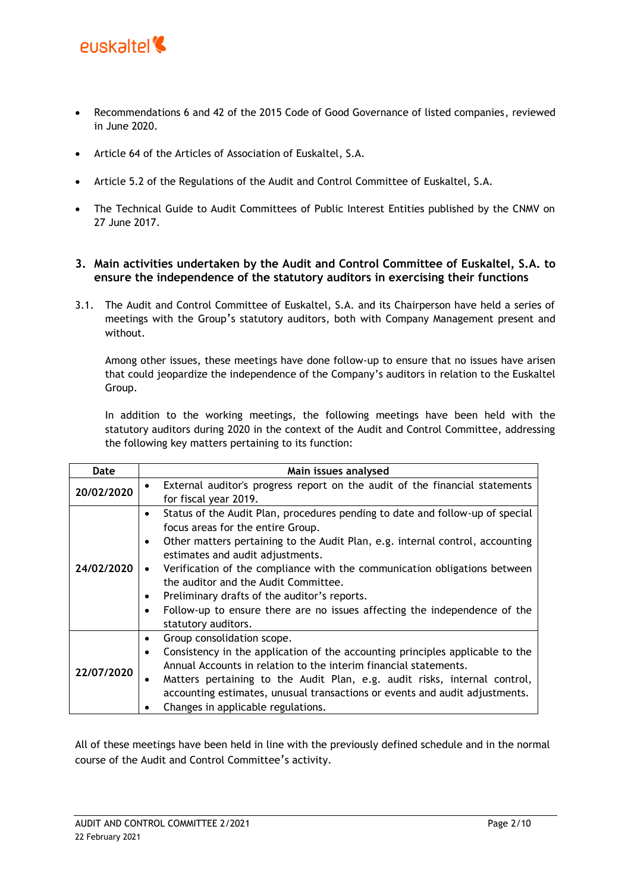- Recommendations 6 and 42 of the 2015 Code of Good Governance of listed companies, reviewed in June 2020.
- Article 64 of the Articles of Association of Euskaltel, S.A.
- Article 5.2 of the Regulations of the Audit and Control Committee of Euskaltel, S.A.
- The Technical Guide to Audit Committees of Public Interest Entities published by the CNMV on 27 June 2017.

## 3. Main activities undertaken by the Audit and Control Committee of Euskaltel, S.A. to ensure the independence of the statutory auditors in exercising their functions

3.1. The Audit and Control Committee of Euskaltel, S.A. and its Chairperson have held a series of meetings with the Group's statutory auditors, both with Company Management present and without.

Among other issues, these meetings have done follow-up to ensure that no issues have arisen that could jeopardize the independence of the Company's auditors in relation to the Euskaltel Group.

In addition to the working meetings, the following meetings have been held with the statutory auditors during 2020 in the context of the Audit and Control Committee, addressing the following key matters pertaining to its function:

| Date | Main issues analysed |
|---|---|
| 20/02/2020 | • External auditor's progress report on the audit of the financial statements for fiscal year 2019. |
| 24/02/2020 | • Status of the Audit Plan, procedures pending to date and follow-up of special focus areas for the entire Group.<br>• Other matters pertaining to the Audit Plan, e.g. internal control, accounting estimates and audit adjustments.<br>• Verification of the compliance with the communication obligations between the auditor and the Audit Committee.<br>• Preliminary drafts of the auditor's reports.<br>• Follow-up to ensure there are no issues affecting the independence of the statutory auditors. |
| 22/07/2020 | • Group consolidation scope.<br>• Consistency in the application of the accounting principles applicable to the Annual Accounts in relation to the interim financial statements.<br>• Matters pertaining to the Audit Plan, e.g. audit risks, internal control, accounting estimates, unusual transactions or events and audit adjustments.<br>• Changes in applicable regulations. |

All of these meetings have been held in line with the previously defined schedule and in the normal course of the Audit and Control Committee's activity.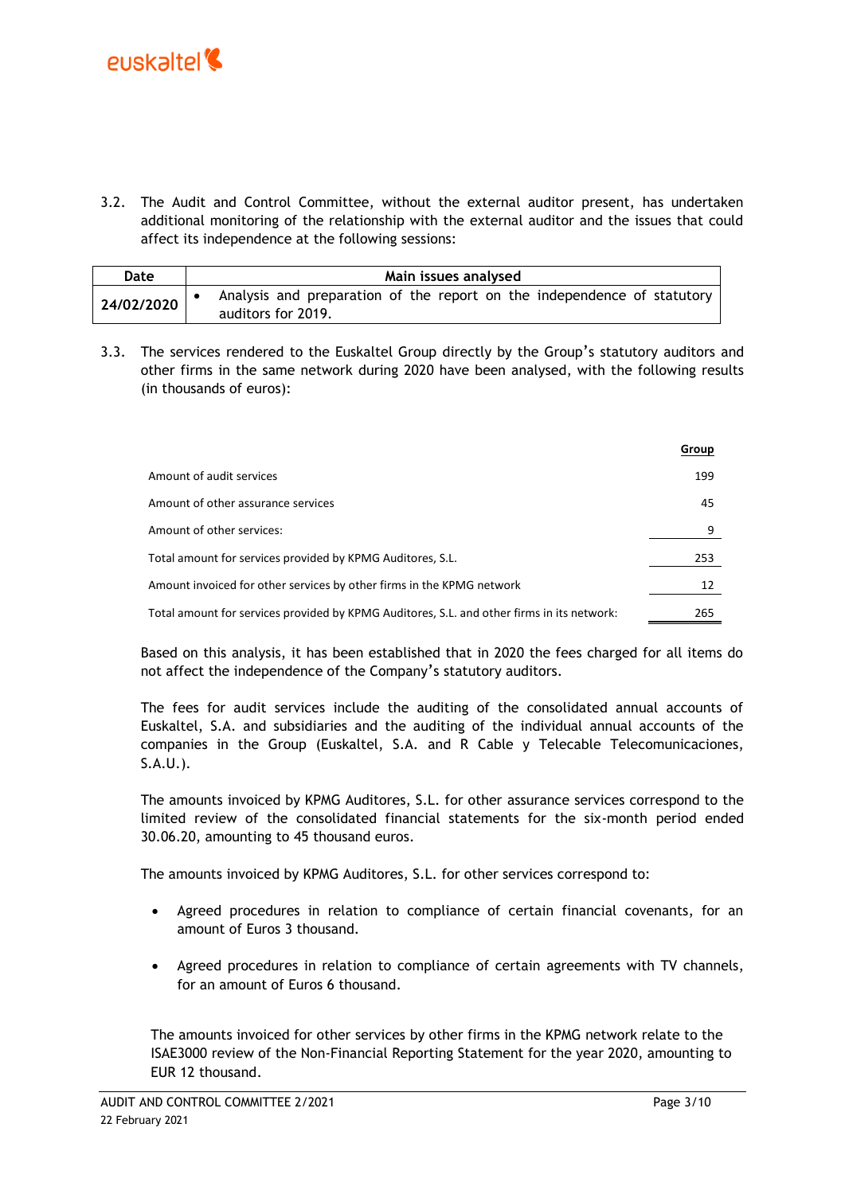3.2. The Audit and Control Committee, without the external auditor present, has undertaken additional monitoring of the relationship with the external auditor and the issues that could affect its independence at the following sessions:

| Date | Main issues analysed |
|---|---|
| 24/02/2020 | • Analysis and preparation of the report on the independence of statutory auditors for 2019. |

3.3. The services rendered to the Euskaltel Group directly by the Group's statutory auditors and other firms in the same network during 2020 have been analysed, with the following results (in thousands of euros):

| | Group |
|---|---|
| Amount of audit services | 199 |
| Amount of other assurance services | 45 |
| Amount of other services: | 9 |
| Total amount for services provided by KPMG Auditores, S.L. | 253 |
| Amount invoiced for other services by other firms in the KPMG network | 12 |
| Total amount for services provided by KPMG Auditores, S.L. and other firms in its network: | 265 |

Based on this analysis, it has been established that in 2020 the fees charged for all items do not affect the independence of the Company's statutory auditors.

The fees for audit services include the auditing of the consolidated annual accounts of Euskaltel, S.A. and subsidiaries and the auditing of the individual annual accounts of the companies in the Group (Euskaltel, S.A. and R Cable y Telecable Telecomunicaciones, S.A.U.).

The amounts invoiced by KPMG Auditores, S.L. for other assurance services correspond to the limited review of the consolidated financial statements for the six-month period ended 30.06.20, amounting to 45 thousand euros.

The amounts invoiced by KPMG Auditores, S.L. for other services correspond to:

- Agreed procedures in relation to compliance of certain financial covenants, for an amount of Euros 3 thousand.
- Agreed procedures in relation to compliance of certain agreements with TV channels, for an amount of Euros 6 thousand.

The amounts invoiced for other services by other firms in the KPMG network relate to the ISAE3000 review of the Non-Financial Reporting Statement for the year 2020, amounting to EUR 12 thousand.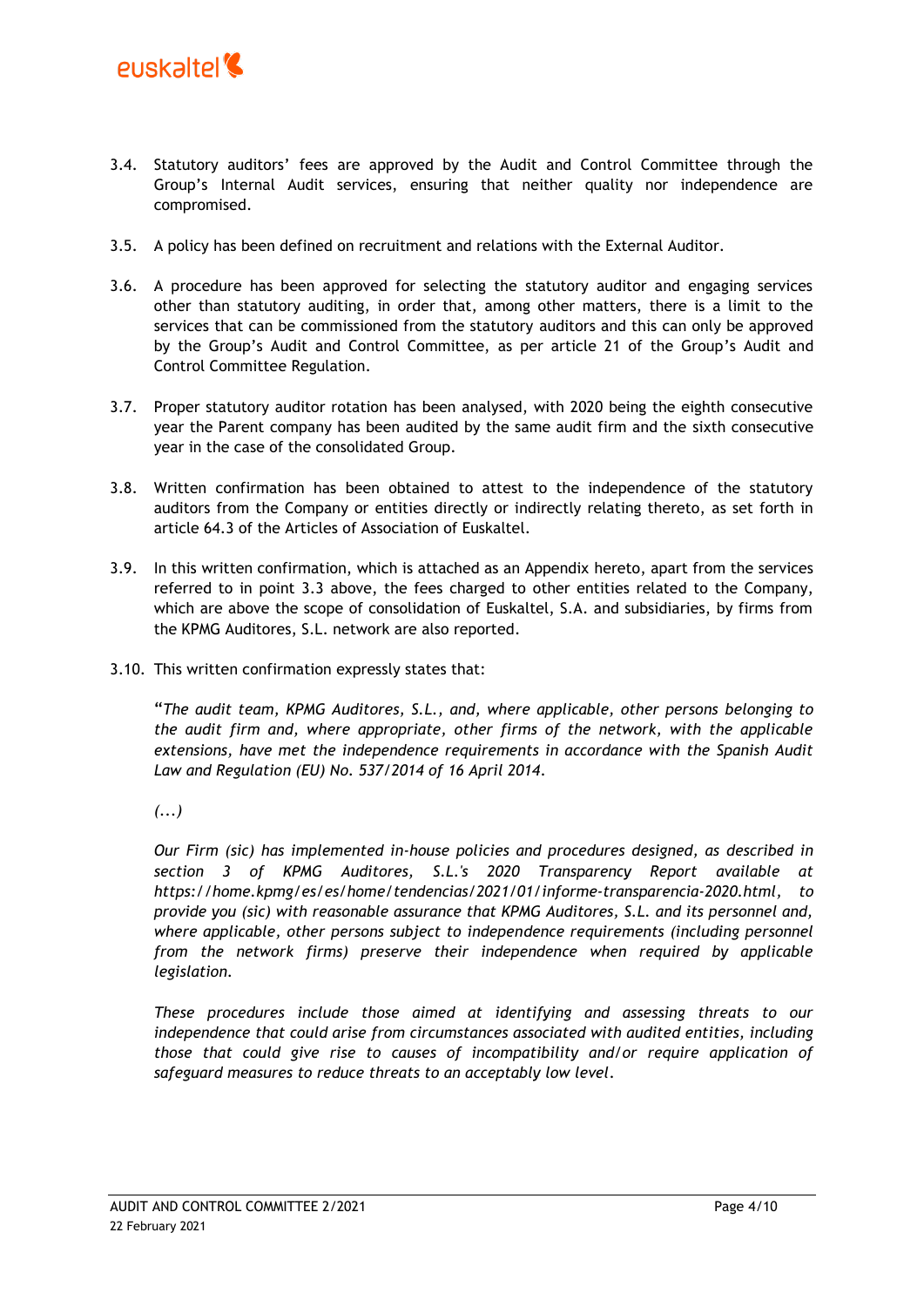3.4. Statutory auditors' fees are approved by the Audit and Control Committee through the Group's Internal Audit services, ensuring that neither quality nor independence are compromised.

3.5. A policy has been defined on recruitment and relations with the External Auditor.

3.6. A procedure has been approved for selecting the statutory auditor and engaging services other than statutory auditing, in order that, among other matters, there is a limit to the services that can be commissioned from the statutory auditors and this can only be approved by the Group's Audit and Control Committee, as per article 21 of the Group's Audit and Control Committee Regulation.

3.7. Proper statutory auditor rotation has been analysed, with 2020 being the eighth consecutive year the Parent company has been audited by the same audit firm and the sixth consecutive year in the case of the consolidated Group.

3.8. Written confirmation has been obtained to attest to the independence of the statutory auditors from the Company or entities directly or indirectly relating thereto, as set forth in article 64.3 of the Articles of Association of Euskaltel.

3.9. In this written confirmation, which is attached as an Appendix hereto, apart from the services referred to in point 3.3 above, the fees charged to other entities related to the Company, which are above the scope of consolidation of Euskaltel, S.A. and subsidiaries, by firms from the KPMG Auditores, S.L. network are also reported.

3.10. This written confirmation expressly states that:

"*The audit team, KPMG Auditores, S.L., and, where applicable, other persons belonging to the audit firm and, where appropriate, other firms of the network, with the applicable extensions, have met the independence requirements in accordance with the Spanish Audit Law and Regulation (EU) No. 537/2014 of 16 April 2014.*

*(...)*

*Our Firm (sic) has implemented in-house policies and procedures designed, as described in section 3 of KPMG Auditores, S.L.'s 2020 Transparency Report available at https://home.kpmg/es/es/home/tendencias/2021/01/informe-transparencia-2020.html, to provide you (sic) with reasonable assurance that KPMG Auditores, S.L. and its personnel and, where applicable, other persons subject to independence requirements (including personnel from the network firms) preserve their independence when required by applicable legislation.*

*These procedures include those aimed at identifying and assessing threats to our independence that could arise from circumstances associated with audited entities, including those that could give rise to causes of incompatibility and/or require application of safeguard measures to reduce threats to an acceptably low level.*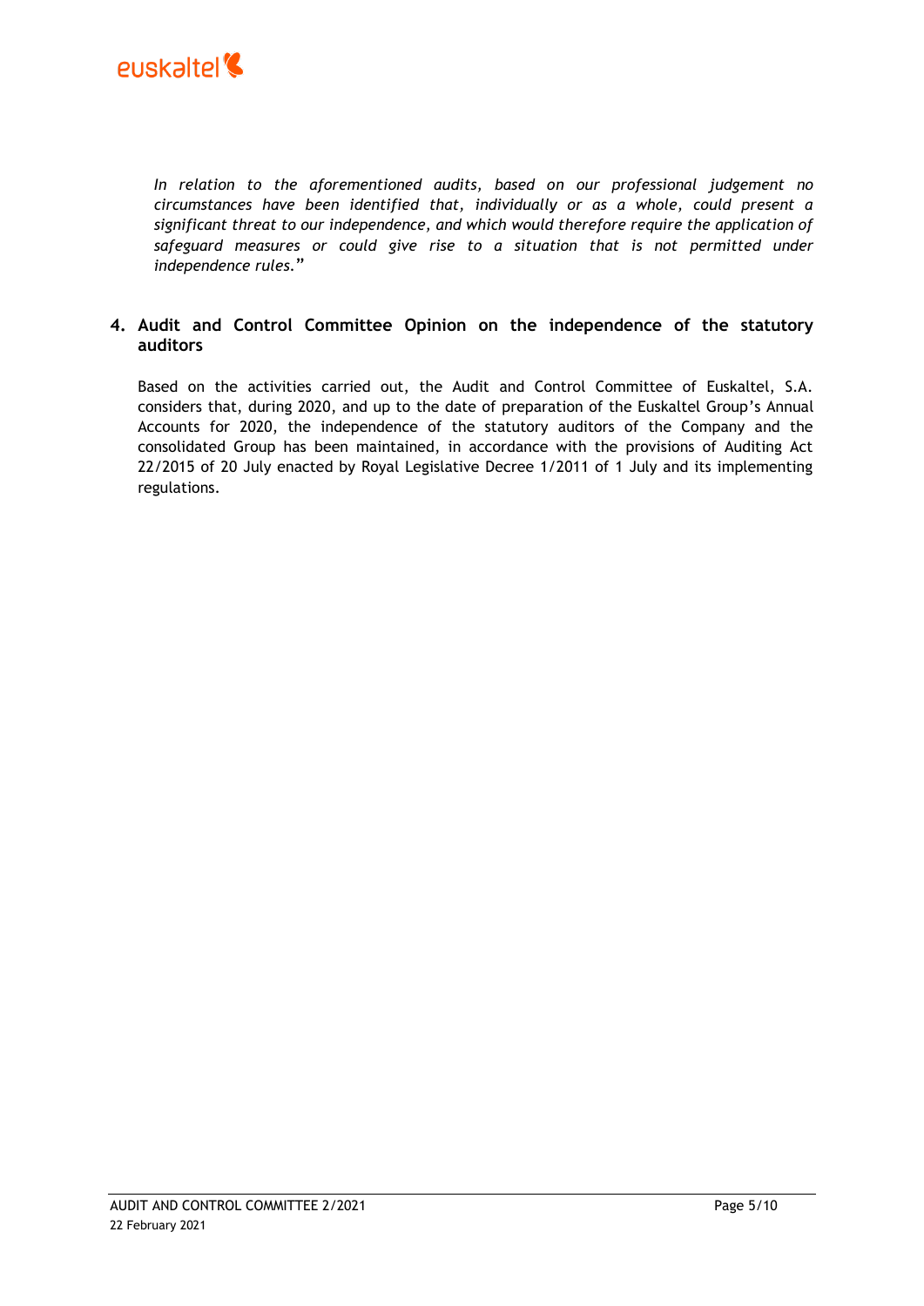*In relation to the aforementioned audits, based on our professional judgement no circumstances have been identified that, individually or as a whole, could present a significant threat to our independence, and which would therefore require the application of safeguard measures or could give rise to a situation that is not permitted under independence rules.*"

## 4. Audit and Control Committee Opinion on the independence of the statutory auditors

Based on the activities carried out, the Audit and Control Committee of Euskaltel, S.A. considers that, during 2020, and up to the date of preparation of the Euskaltel Group's Annual Accounts for 2020, the independence of the statutory auditors of the Company and the consolidated Group has been maintained, in accordance with the provisions of Auditing Act 22/2015 of 20 July enacted by Royal Legislative Decree 1/2011 of 1 July and its implementing regulations.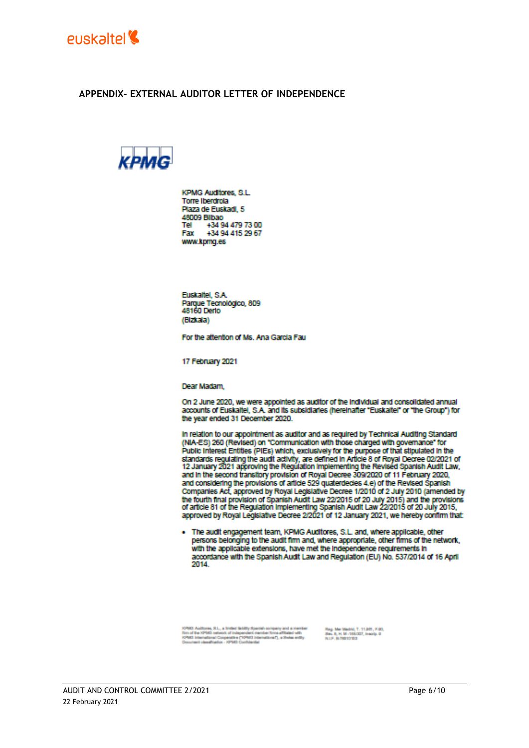## APPENDIX- EXTERNAL AUDITOR LETTER OF INDEPENDENCE

KPMG

KPMG Auditores, S.L.
Torre Iberdrola
Plaza de Euskadi, 5
48009 Bilbao
Tel +34 94 479 73 00
Fax +34 94 415 29 67
www.kpmg.es

Euskaltel, S.A.
Parque Tecnológico, 809
48160 Derio
(Bizkaia)

For the attention of Ms. Ana García Fau

17 February 2021

Dear Madam,

On 2 June 2020, we were appointed as auditor of the individual and consolidated annual accounts of Euskaltel, S.A. and its subsidiaries (hereinafter "Euskaltel" or "the Group") for the year ended 31 December 2020.

In relation to our appointment as auditor and as required by Technical Auditing Standard (NIA-ES) 260 (Revised) on "Communication with those charged with governance" for Public Interest Entities (PIEs) which, exclusively for the purpose of that stipulated in the standards regulating the audit activity, are defined in Article 8 of Royal Decree 02/2021 of 12 January 2021 approving the Regulation implementing the Revised Spanish Audit Law, and in the second transitory provision of Royal Decree 309/2020 of 11 February 2020, and considering the provisions of article 529 quaterdecies 4.e) of the Revised Spanish Companies Act, approved by Royal Legislative Decree 1/2010 of 2 July 2010 (amended by the fourth final provision of Spanish Audit Law 22/2015 of 20 July 2015) and the provisions of article 81 of the Regulation implementing Spanish Audit Law 22/2015 of 20 July 2015, approved by Royal Legislative Decree 2/2021 of 12 January 2021, we hereby confirm that:

- The audit engagement team, KPMG Auditores, S.L. and, where applicable, other persons belonging to the audit firm and, where appropriate, other firms of the network, with the applicable extensions, have met the independence requirements in accordance with the Spanish Audit Law and Regulation (EU) No. 537/2014 of 16 April 2014.

KPMG Auditores, S.L., a limited liability Spanish company and a member firm of the KPMG network of independent member firms affiliated with KPMG International Cooperative ("KPMG International"), a Swiss entity. Document classification - KPMG Confidential

Reg. Mer Madrid, T. 11.961, F.90, Sec. 8, H. M -188.007, Inscrip. 9 N.I.F. B-78510153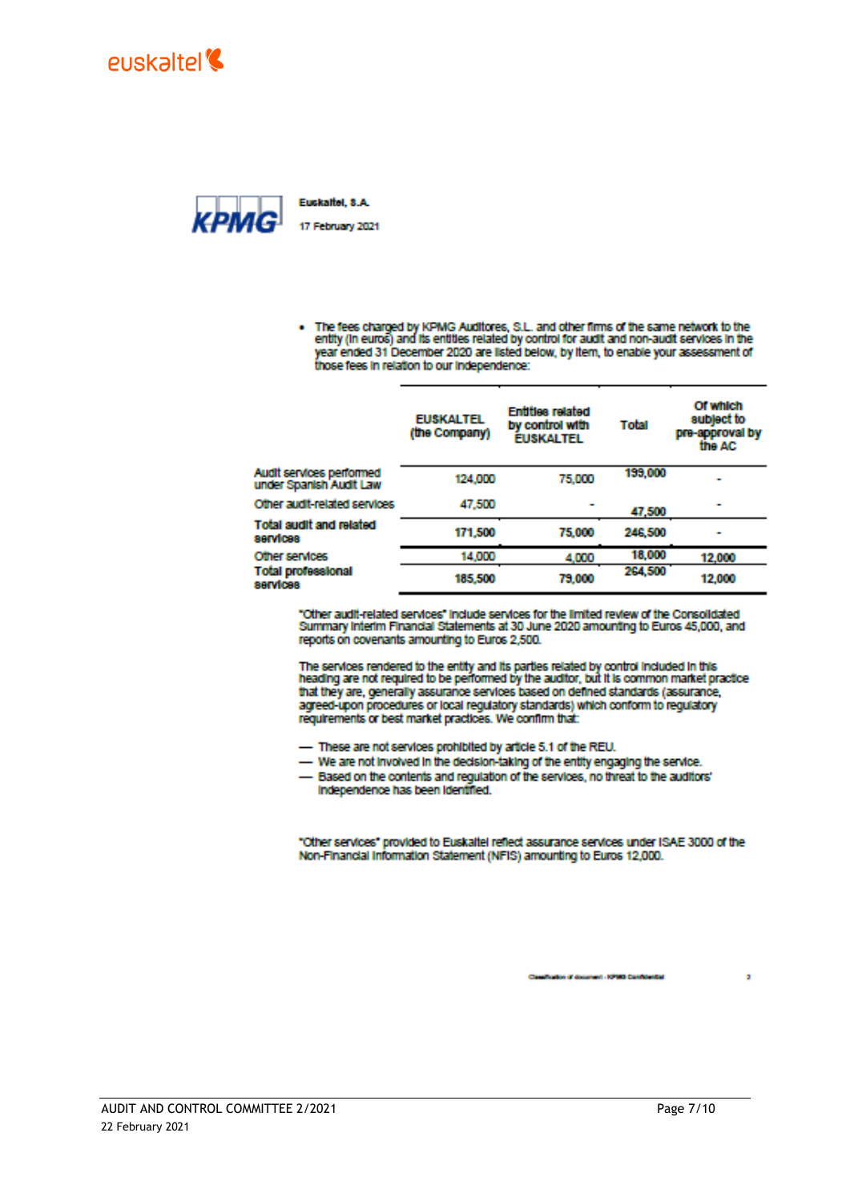Euskaltel, S.A.

17 February 2021

- The fees charged by KPMG Auditores, S.L. and other firms of the same network to the entity (in euros) and its entities related by control for audit and non-audit services in the year ended 31 December 2020 are listed below, by item, to enable your assessment of those fees in relation to our independence:

| | EUSKALTEL (the Company) | Entities related by control with EUSKALTEL | Total | Of which subject to pre-approval by the AC |
|---|---|---|---|---|
| Audit services performed under Spanish Audit Law | 124,000 | 75,000 | 199,000 | - |
| Other audit-related services | 47,500 | - | 47,500 | - |
| **Total audit and related services** | 171,500 | 75,000 | 246,500 | - |
| Other services | 14,000 | 4,000 | 18,000 | 12,000 |
| **Total professional services** | 185,500 | 79,000 | 264,500 | 12,000 |

"Other audit-related services" include services for the limited review of the Consolidated Summary Interim Financial Statements at 30 June 2020 amounting to Euros 45,000, and reports on covenants amounting to Euros 2,500.

The services rendered to the entity and its parties related by control included in this heading are not required to be performed by the auditor, but it is common market practice that they are, generally assurance services based on defined standards (assurance, agreed-upon procedures or local regulatory standards) which conform to regulatory requirements or best market practices. We confirm that:

- These are not services prohibited by article 5.1 of the REU.
- We are not involved in the decision-taking of the entity engaging the service.
- Based on the contents and regulation of the services, no threat to the auditors' independence has been identified.

"Other services" provided to Euskaltel reflect assurance services under ISAE 3000 of the Non-Financial Information Statement (NFIS) amounting to Euros 12,000.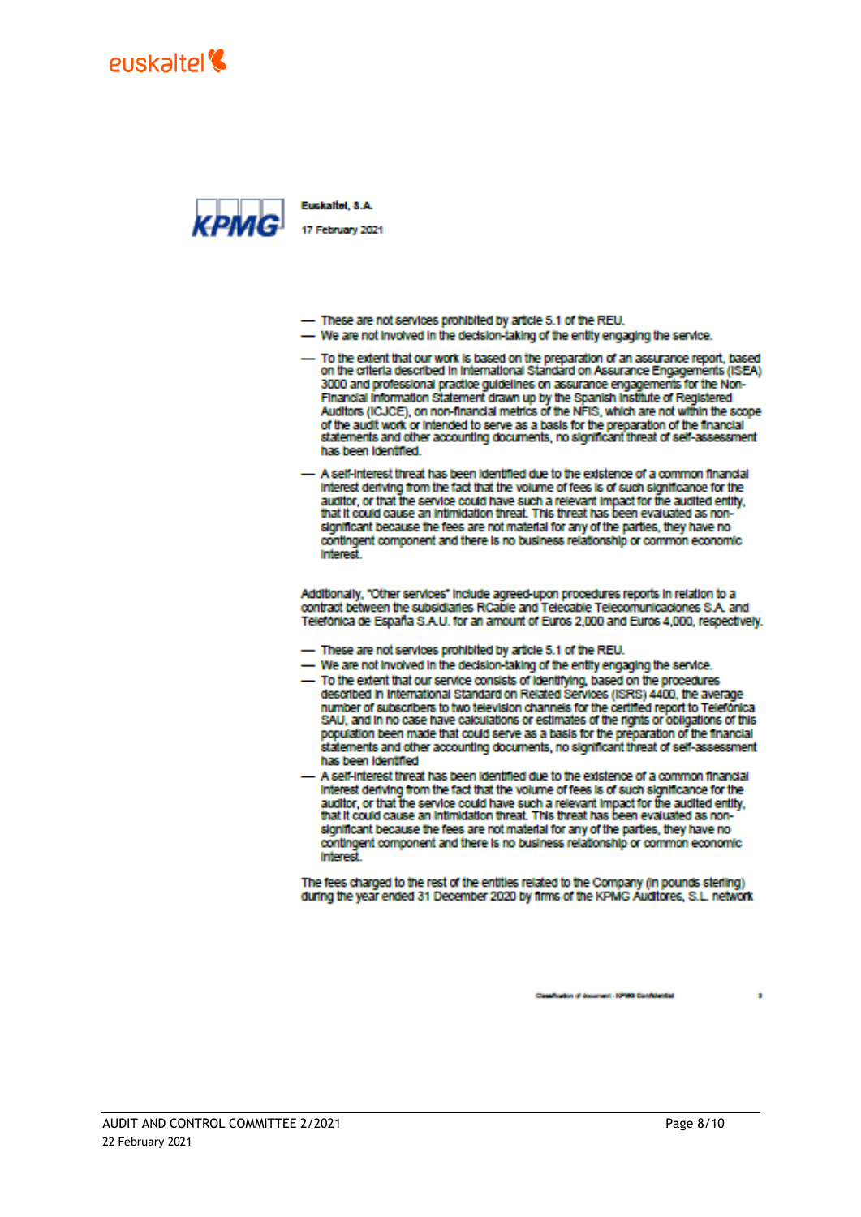Euskaltel, S.A.

17 February 2021

- These are not services prohibited by article 5.1 of the REU.
- We are not involved in the decision-taking of the entity engaging the service.
- To the extent that our work is based on the preparation of an assurance report, based on the criteria described in International Standard on Assurance Engagements (ISEA) 3000 and professional practice guidelines on assurance engagements for the Non-Financial Information Statement drawn up by the Spanish Institute of Registered Auditors (ICJCE), on non-financial metrics of the NFIS, which are not within the scope of the audit work or intended to serve as a basis for the preparation of the financial statements and other accounting documents, no significant threat of self-assessment has been identified.
- A self-interest threat has been identified due to the existence of a common financial interest deriving from the fact that the volume of fees is of such significance for the auditor, or that the service could have such a relevant impact for the audited entity, that it could cause an intimidation threat. This threat has been evaluated as non-significant because the fees are not material for any of the parties, they have no contingent component and there is no business relationship or common economic interest.

Additionally, "Other services" include agreed-upon procedures reports in relation to a contract between the subsidiaries RCable and Telecable Telecomunicaciones S.A. and Telefónica de España S.A.U. for an amount of Euros 2,000 and Euros 4,000, respectively.

- These are not services prohibited by article 5.1 of the REU.
- We are not involved in the decision-taking of the entity engaging the service.
- To the extent that our service consists of identifying, based on the procedures described in International Standard on Related Services (ISRS) 4400, the average number of subscribers to two television channels for the certified report to Telefónica SAU, and in no case have calculations or estimates of the rights or obligations of this population been made that could serve as a basis for the preparation of the financial statements and other accounting documents, no significant threat of self-assessment has been identified
- A self-interest threat has been identified due to the existence of a common financial interest deriving from the fact that the volume of fees is of such significance for the auditor, or that the service could have such a relevant impact for the audited entity, that it could cause an intimidation threat. This threat has been evaluated as non-significant because the fees are not material for any of the parties, they have no contingent component and there is no business relationship or common economic interest.

The fees charged to the rest of the entities related to the Company (in pounds sterling) during the year ended 31 December 2020 by firms of the KPMG Auditores, S.L. network

Classification of document: KPMG Confidential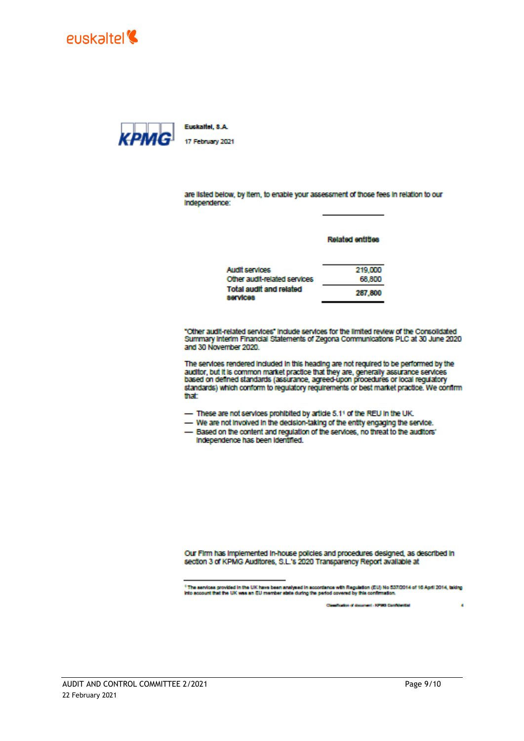Euskaltel, S.A.

17 February 2021

are listed below, by item, to enable your assessment of those fees in relation to our independence:

| | Related entities |
|---|---|
| Audit services | 219,000 |
| Other audit-related services | 68,800 |
| **Total audit and related services** | **287,800** |

"Other audit-related services" include services for the limited review of the Consolidated Summary Interim Financial Statements of Zegona Communications PLC at 30 June 2020 and 30 November 2020.

The services rendered included in this heading are not required to be performed by the auditor, but it is common market practice that they are, generally assurance services based on defined standards (assurance, agreed-upon procedures or local regulatory standards) which conform to regulatory requirements or best market practice. We confirm that:

— These are not services prohibited by article 5.1[1] of the REU in the UK.
— We are not involved in the decision-taking of the entity engaging the service.
— Based on the content and regulation of the services, no threat to the auditors' independence has been identified.

Our Firm has implemented in-house policies and procedures designed, as described in section 3 of KPMG Auditores, S.L.'s 2020 Transparency Report available at

[1] The services provided in the UK have been analysed in accordance with Regulation (EU) No 537/2014 of 16 April 2014, taking into account that the UK was an EU member state during the period covered by this confirmation.

Classification of document: KPMG Confidential

AUDIT AND CONTROL COMMITTEE 2/2021

22 February 2021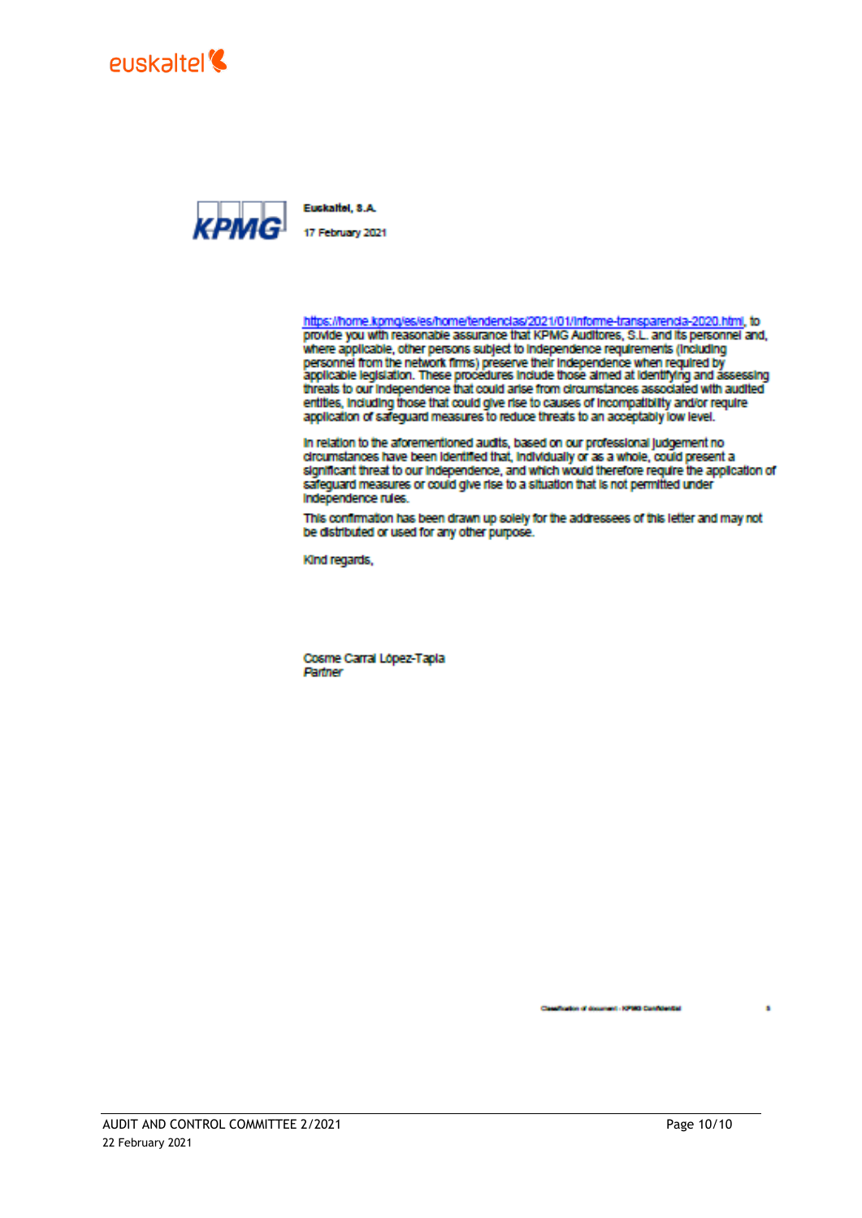Euskaltel, S.A.

17 February 2021

https://home.kpmg/es/es/home/tendencias/2021/01/informe-transparencia-2020.html, to provide you with reasonable assurance that KPMG Auditores, S.L. and its personnel and, where applicable, other persons subject to independence requirements (including personnel from the network firms) preserve their independence when required by applicable legislation. These procedures include those aimed at identifying and assessing threats to our independence that could arise from circumstances associated with audited entities, including those that could give rise to causes of incompatibility and/or require application of safeguard measures to reduce threats to an acceptably low level.

In relation to the aforementioned audits, based on our professional judgement no circumstances have been identified that, individually or as a whole, could present a significant threat to our independence, and which would therefore require the application of safeguard measures or could give rise to a situation that is not permitted under independence rules.

This confirmation has been drawn up solely for the addressees of this letter and may not be distributed or used for any other purpose.

Kind regards,

Cosme Carral López-Tapia
*Partner*

Classification of document: KPMG Confidential